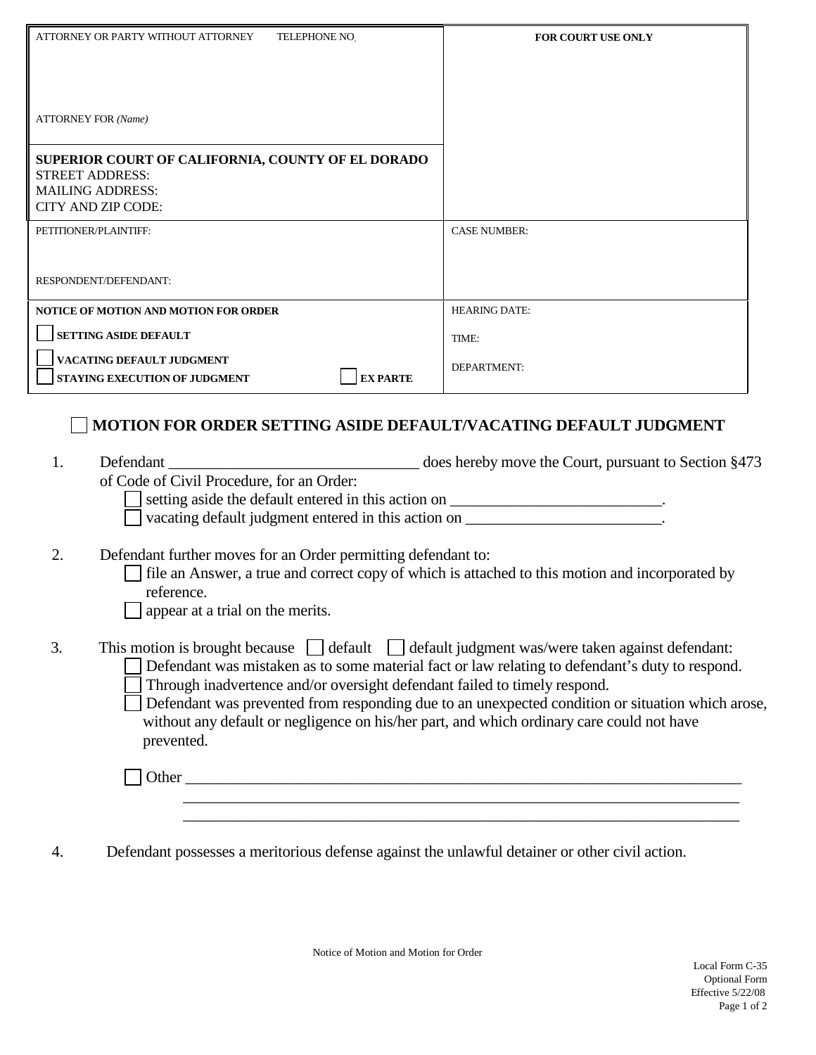| ATTORNEY OR PARTY WITHOUT ATTORNEY TELEPHONE NO. | FOR COURT USE ONLY |
| --- | --- |
| ATTORNEY FOR *(Name)* | |
| **SUPERIOR COURT OF CALIFORNIA, COUNTY OF EL DORADO**<br>STREET ADDRESS:<br>MAILING ADDRESS:<br>CITY AND ZIP CODE: | |
| PETITIONER/PLAINTIFF:<br><br>RESPONDENT/DEFENDANT: | CASE NUMBER: |
| **NOTICE OF MOTION AND MOTION FOR ORDER**<br>☐ **SETTING ASIDE DEFAULT**<br>☐ **VACATING DEFAULT JUDGMENT**<br>☐ **STAYING EXECUTION OF JUDGMENT** ☐ **EX PARTE** | HEARING DATE:<br>TIME:<br>DEPARTMENT: |

## ☐ MOTION FOR ORDER SETTING ASIDE DEFAULT/VACATING DEFAULT JUDGMENT

1. Defendant _______________________________ does hereby move the Court, pursuant to Section §473 of Code of Civil Procedure, for an Order:
   - ☐ setting aside the default entered in this action on __________________________.
   - ☐ vacating default judgment entered in this action on ________________________.

2. Defendant further moves for an Order permitting defendant to:
   - ☐ file an Answer, a true and correct copy of which is attached to this motion and incorporated by reference.
   - ☐ appear at a trial on the merits.

3. This motion is brought because ☐ default ☐ default judgment was/were taken against defendant:
   - ☐ Defendant was mistaken as to some material fact or law relating to defendant's duty to respond.
   - ☐ Through inadvertence and/or oversight defendant failed to timely respond.
   - ☐ Defendant was prevented from responding due to an unexpected condition or situation which arose, without any default or negligence on his/her part, and which ordinary care could not have prevented.

   ☐ Other ________________________________________________________________________
   ________________________________________________________________________
   ________________________________________________________________________

4. Defendant possesses a meritorious defense against the unlawful detainer or other civil action.

Notice of Motion and Motion for Order

Local Form C-35
Optional Form
Effective 5/22/08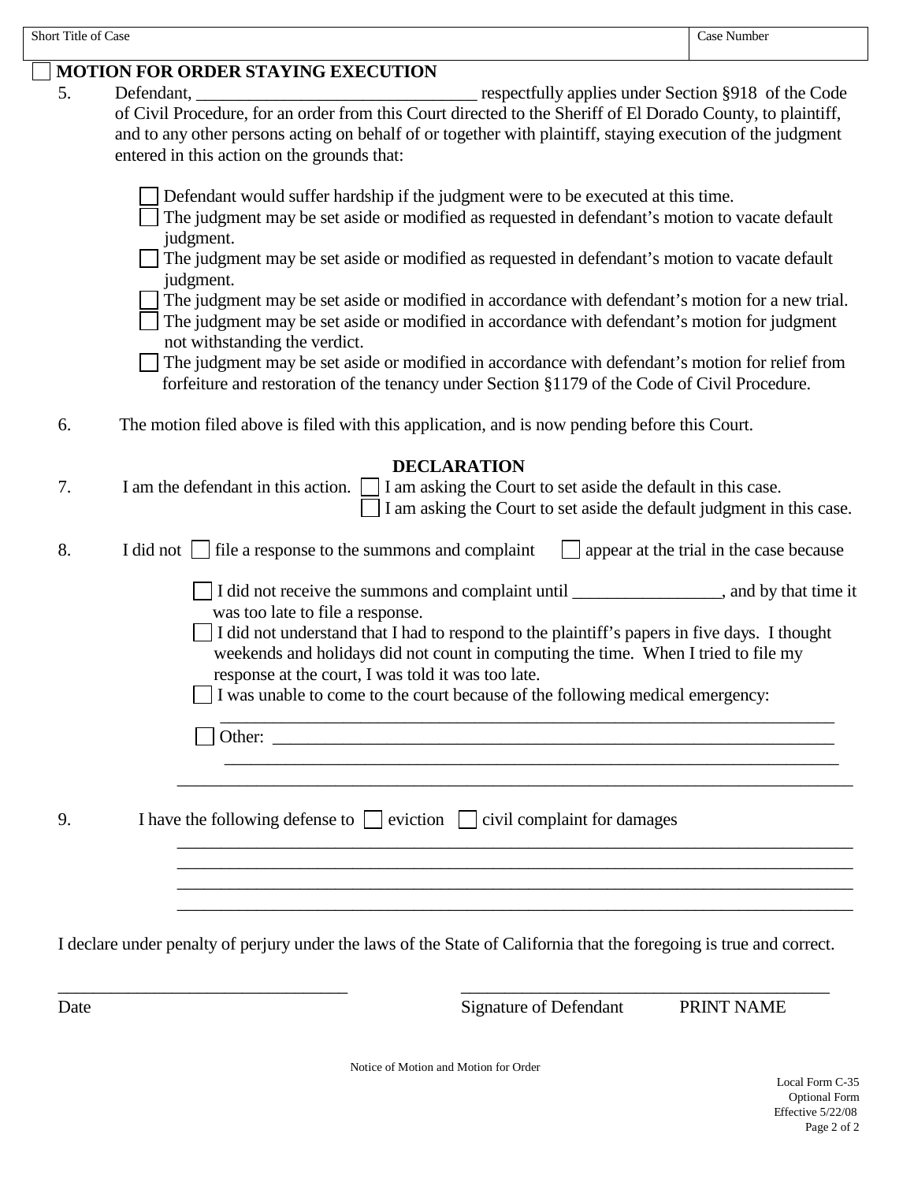| Short Title of Case | Case Number |
|---|---|
| | |

☐ **MOTION FOR ORDER STAYING EXECUTION**

5. Defendant, _______________________________ respectfully applies under Section §918 of the Code of Civil Procedure, for an order from this Court directed to the Sheriff of El Dorado County, to plaintiff, and to any other persons acting on behalf of or together with plaintiff, staying execution of the judgment entered in this action on the grounds that:

   ☐ Defendant would suffer hardship if the judgment were to be executed at this time.
   ☐ The judgment may be set aside or modified as requested in defendant's motion to vacate default judgment.
   ☐ The judgment may be set aside or modified as requested in defendant's motion to vacate default judgment.
   ☐ The judgment may be set aside or modified in accordance with defendant's motion for a new trial.
   ☐ The judgment may be set aside or modified in accordance with defendant's motion for judgment not withstanding the verdict.
   ☐ The judgment may be set aside or modified in accordance with defendant's motion for relief from forfeiture and restoration of the tenancy under Section §1179 of the Code of Civil Procedure.

6. The motion filed above is filed with this application, and is now pending before this Court.

## DECLARATION

7. I am the defendant in this action. ☐ I am asking the Court to set aside the default in this case.
   ☐ I am asking the Court to set aside the default judgment in this case.

8. I did not ☐ file a response to the summons and complaint ☐ appear at the trial in the case because

   ☐ I did not receive the summons and complaint until ________________, and by that time it was too late to file a response.
   ☐ I did not understand that I had to respond to the plaintiff's papers in five days. I thought weekends and holidays did not count in computing the time. When I tried to file my response at the court, I was told it was too late.
   ☐ I was unable to come to the court because of the following medical emergency:
   _______________________________________________________________
   ☐ Other: _______________________________________________________________
   _______________________________________________________________
   _______________________________________________________________

9. I have the following defense to ☐ eviction ☐ civil complaint for damages
   _______________________________________________________________
   _______________________________________________________________
   _______________________________________________________________
   _______________________________________________________________

I declare under penalty of perjury under the laws of the State of California that the foregoing is true and correct.

_______________________________ Date

_______________________________ Signature of Defendant PRINT NAME

Notice of Motion and Motion for Order

Local Form C-35
Optional Form
Effective 5/22/08